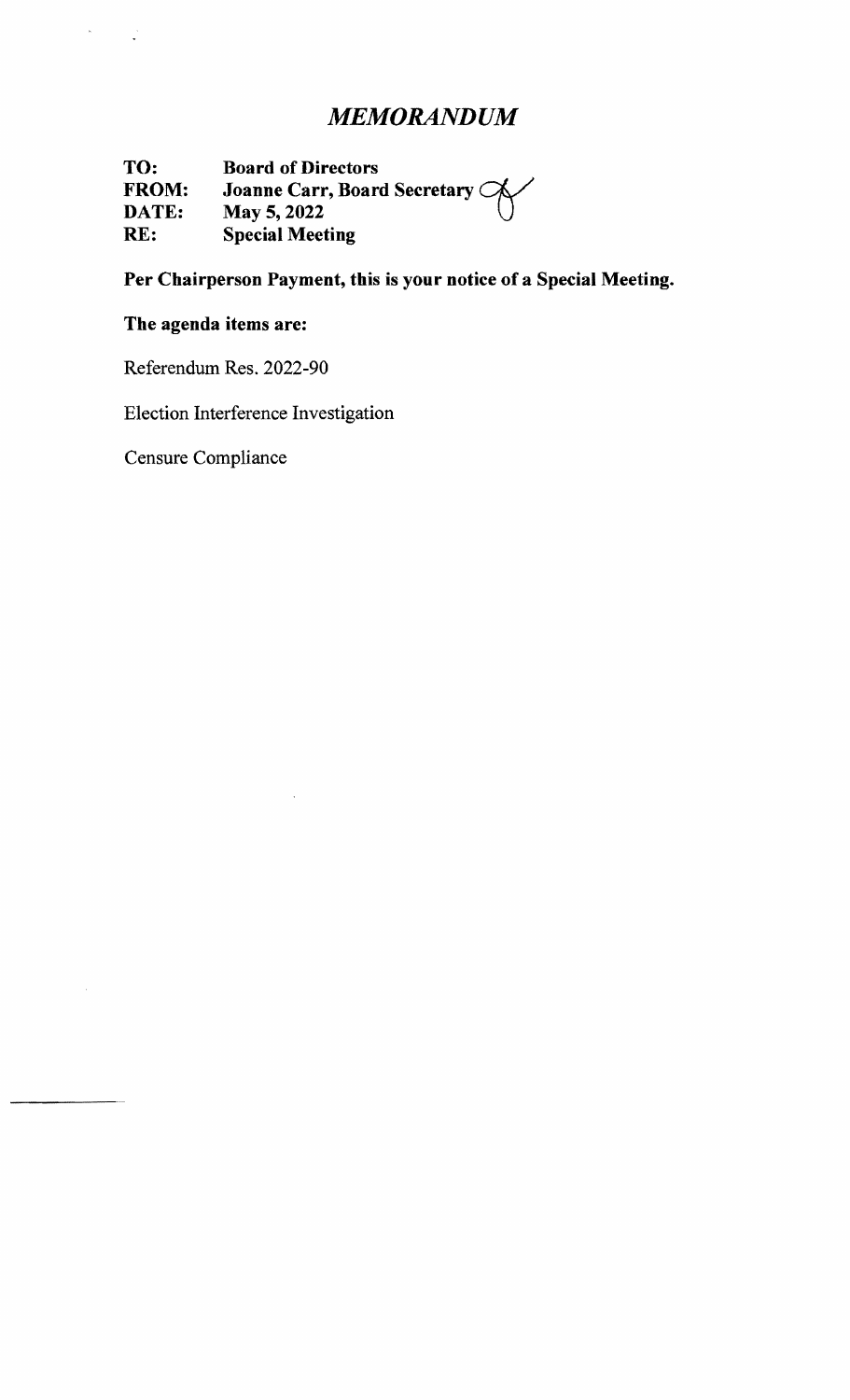# *MEMORANDUM*

**TO:** Board of Directors
**FROM:** Joanne Carr, Board Secretary
**DATE:** May 5, 2022
**RE:** Special Meeting

**Per Chairperson Payment, this is your notice of a Special Meeting.**

**The agenda items are:**

Referendum Res. 2022-90

Election Interference Investigation

Censure Compliance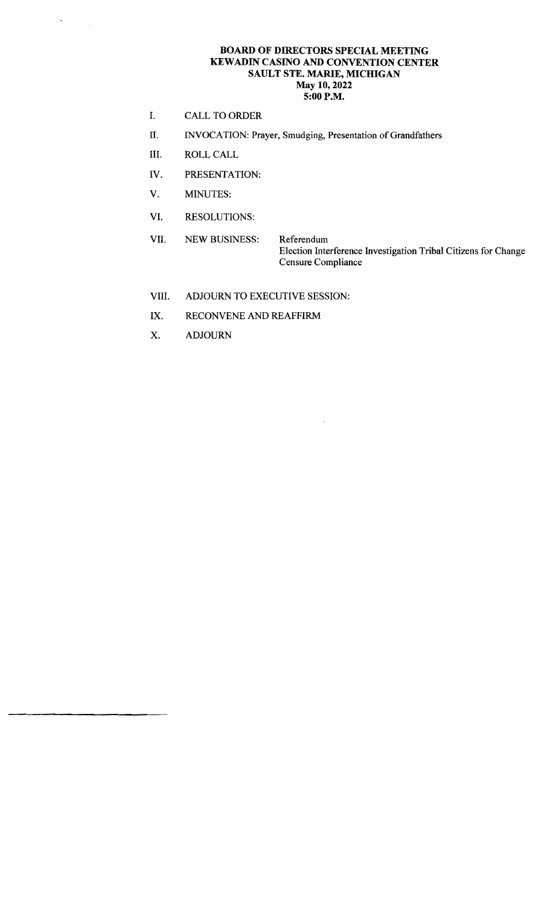**BOARD OF DIRECTORS SPECIAL MEETING**
**KEWADIN CASINO AND CONVENTION CENTER**
**SAULT STE. MARIE, MICHIGAN**
**May 10, 2022**
**5:00 P.M.**

I. CALL TO ORDER

II. INVOCATION: Prayer, Smudging, Presentation of Grandfathers

III. ROLL CALL

IV. PRESENTATION:

V. MINUTES:

VI. RESOLUTIONS:

VII. NEW BUSINESS: Referendum
Election Interference Investigation Tribal Citizens for Change
Censure Compliance

VIII. ADJOURN TO EXECUTIVE SESSION:

IX. RECONVENE AND REAFFIRM

X. ADJOURN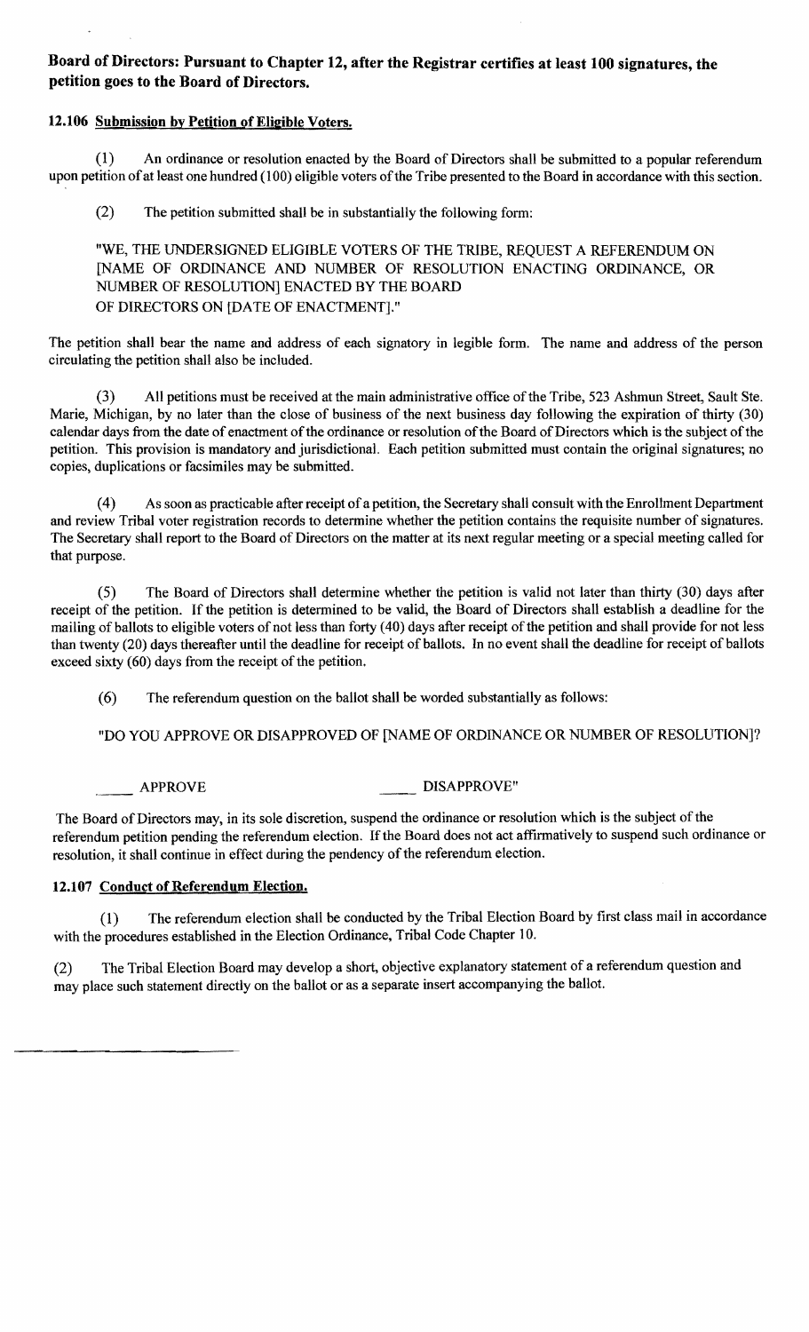**Board of Directors: Pursuant to Chapter 12, after the Registrar certifies at least 100 signatures, the petition goes to the Board of Directors.**

**12.106 Submission by Petition of Eligible Voters.**

(1) An ordinance or resolution enacted by the Board of Directors shall be submitted to a popular referendum upon petition of at least one hundred (100) eligible voters of the Tribe presented to the Board in accordance with this section.

(2) The petition submitted shall be in substantially the following form:

"WE, THE UNDERSIGNED ELIGIBLE VOTERS OF THE TRIBE, REQUEST A REFERENDUM ON [NAME OF ORDINANCE AND NUMBER OF RESOLUTION ENACTING ORDINANCE, OR NUMBER OF RESOLUTION] ENACTED BY THE BOARD OF DIRECTORS ON [DATE OF ENACTMENT]."

The petition shall bear the name and address of each signatory in legible form. The name and address of the person circulating the petition shall also be included.

(3) All petitions must be received at the main administrative office of the Tribe, 523 Ashmun Street, Sault Ste. Marie, Michigan, by no later than the close of business of the next business day following the expiration of thirty (30) calendar days from the date of enactment of the ordinance or resolution of the Board of Directors which is the subject of the petition. This provision is mandatory and jurisdictional. Each petition submitted must contain the original signatures; no copies, duplications or facsimiles may be submitted.

(4) As soon as practicable after receipt of a petition, the Secretary shall consult with the Enrollment Department and review Tribal voter registration records to determine whether the petition contains the requisite number of signatures. The Secretary shall report to the Board of Directors on the matter at its next regular meeting or a special meeting called for that purpose.

(5) The Board of Directors shall determine whether the petition is valid not later than thirty (30) days after receipt of the petition. If the petition is determined to be valid, the Board of Directors shall establish a deadline for the mailing of ballots to eligible voters of not less than forty (40) days after receipt of the petition and shall provide for not less than twenty (20) days thereafter until the deadline for receipt of ballots. In no event shall the deadline for receipt of ballots exceed sixty (60) days from the receipt of the petition.

(6) The referendum question on the ballot shall be worded substantially as follows:

"DO YOU APPROVE OR DISAPPROVED OF [NAME OF ORDINANCE OR NUMBER OF RESOLUTION]?

_____ APPROVE _____ DISAPPROVE"

The Board of Directors may, in its sole discretion, suspend the ordinance or resolution which is the subject of the referendum petition pending the referendum election. If the Board does not act affirmatively to suspend such ordinance or resolution, it shall continue in effect during the pendency of the referendum election.

**12.107 Conduct of Referendum Election.**

(1) The referendum election shall be conducted by the Tribal Election Board by first class mail in accordance with the procedures established in the Election Ordinance, Tribal Code Chapter 10.

(2) The Tribal Election Board may develop a short, objective explanatory statement of a referendum question and may place such statement directly on the ballot or as a separate insert accompanying the ballot.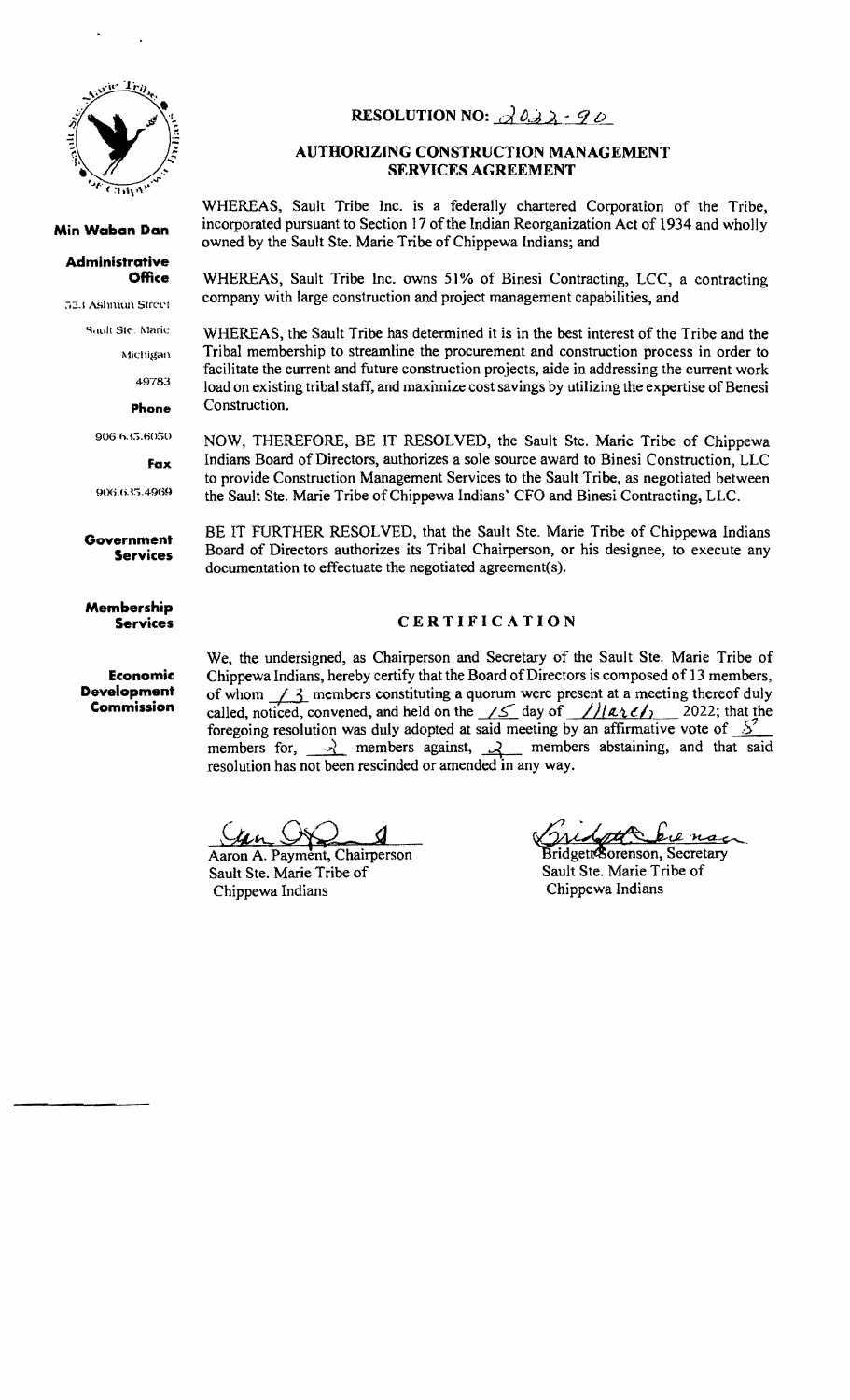**Min Waban Dan**

**Administrative Office**

523 Ashmun Street

Sault Ste. Marie

Michigan

49783

**Phone**

906 635.6050

**Fax**

906.635.4969

**Government Services**

**Membership Services**

**Economic Development Commission**

# RESOLUTION NO: 2022-90

## AUTHORIZING CONSTRUCTION MANAGEMENT SERVICES AGREEMENT

WHEREAS, Sault Tribe Inc. is a federally chartered Corporation of the Tribe, incorporated pursuant to Section 17 of the Indian Reorganization Act of 1934 and wholly owned by the Sault Ste. Marie Tribe of Chippewa Indians; and

WHEREAS, Sault Tribe Inc. owns 51% of Binesi Contracting, LCC, a contracting company with large construction and project management capabilities, and

WHEREAS, the Sault Tribe has determined it is in the best interest of the Tribe and the Tribal membership to streamline the procurement and construction process in order to facilitate the current and future construction projects, aide in addressing the current work load on existing tribal staff, and maximize cost savings by utilizing the expertise of Benesi Construction.

NOW, THEREFORE, BE IT RESOLVED, the Sault Ste. Marie Tribe of Chippewa Indians Board of Directors, authorizes a sole source award to Binesi Construction, LLC to provide Construction Management Services to the Sault Tribe, as negotiated between the Sault Ste. Marie Tribe of Chippewa Indians' CFO and Binesi Contracting, LLC.

BE IT FURTHER RESOLVED, that the Sault Ste. Marie Tribe of Chippewa Indians Board of Directors authorizes its Tribal Chairperson, or his designee, to execute any documentation to effectuate the negotiated agreement(s).

## CERTIFICATION

We, the undersigned, as Chairperson and Secretary of the Sault Ste. Marie Tribe of Chippewa Indians, hereby certify that the Board of Directors is composed of 13 members, of whom 13 members constituting a quorum were present at a meeting thereof duly called, noticed, convened, and held on the 15 day of March 2022; that the foregoing resolution was duly adopted at said meeting by an affirmative vote of 8 members for, 3 members against, 2 members abstaining, and that said resolution has not been rescinded or amended in any way.

Aaron A. Payment, Chairperson
Sault Ste. Marie Tribe of
Chippewa Indians

Bridgett Sorenson, Secretary
Sault Ste. Marie Tribe of
Chippewa Indians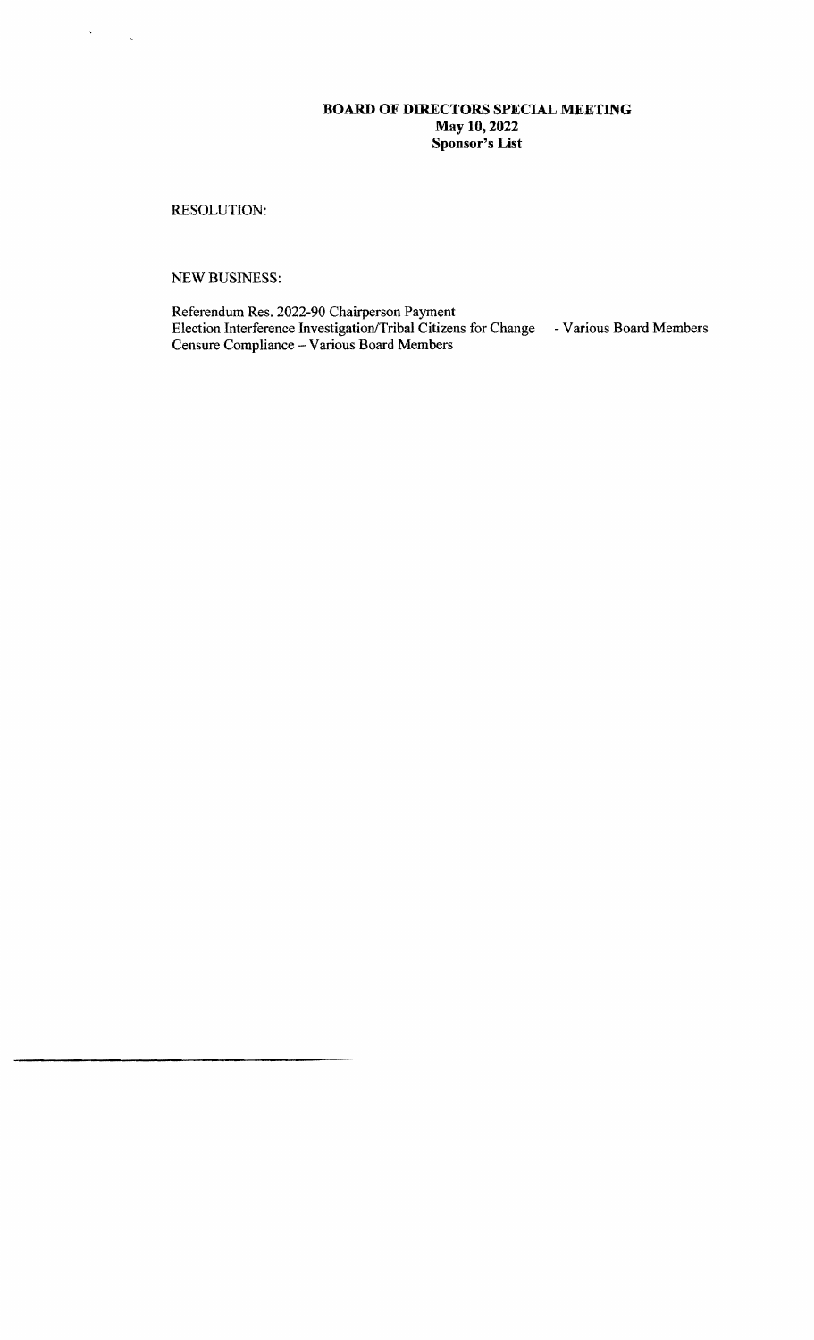**BOARD OF DIRECTORS SPECIAL MEETING**
**May 10, 2022**
**Sponsor's List**

RESOLUTION:

NEW BUSINESS:

Referendum Res. 2022-90 Chairperson Payment
Election Interference Investigation/Tribal Citizens for Change - Various Board Members
Censure Compliance – Various Board Members